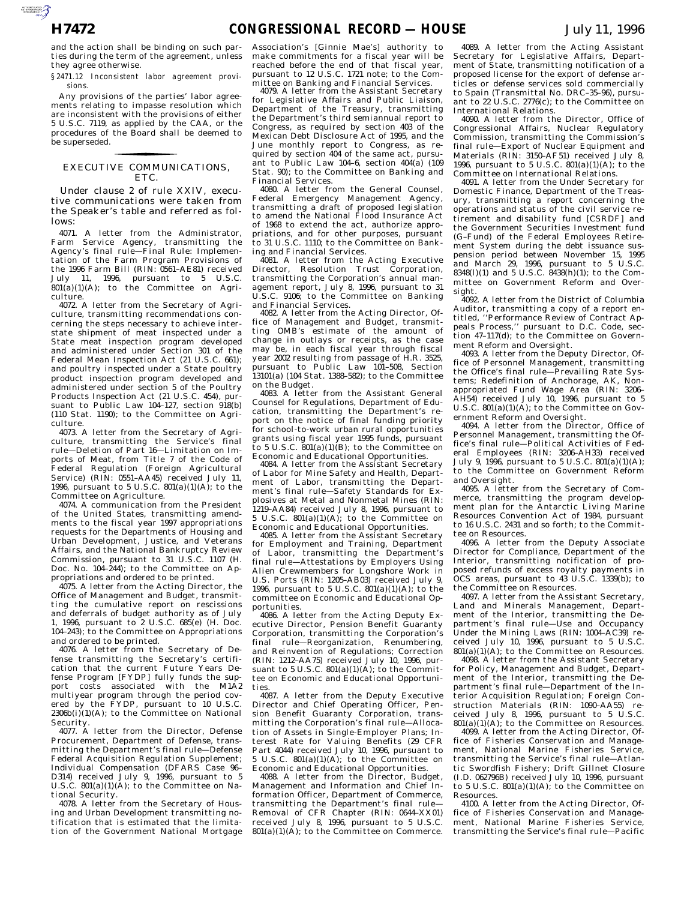and the action shall be binding on such parties during the term of the agreement, unless they agree otherwise.

*§2471.12 Inconsistent labor agreement provisions.*

Any provisions of the parties' labor agreements relating to impasse resolution which are inconsistent with the provisions of either 5 U.S.C. 7119, as applied by the CAA, or the procedures of the Board shall be deemed to be superseded.

## EXECUTIVE COMMUNICATIONS, ETC.

Under clause 2 of rule XXIV, executive communications were taken from the Speaker's table and referred as follows:

4071. A letter from the Administrator, Farm Service Agency, transmitting the Agency's final rule—Final Rule: Implementation of the Farm Program Provisions of the 1996 Farm Bill (RIN: 0561–AE81) received July 11, 1996, pursuant to 5 U.S.C. 801(a)(1)(A); to the Committee on Agriculture.

4072. A letter from the Secretary of Agriculture, transmitting recommendations concerning the steps necessary to achieve interstate shipment of meat inspected under a State meat inspection program developed and administered under Section 301 of the Federal Mean Inspection Act (21 U.S.C. 661); and poultry inspected under a State poultry product inspection program developed and administered under section 5 of the Poultry Products Inspection Act (21 U.S.C. 454), pursuant to Public Law 104–127, section 918(b) (110 Stat. 1190); to the Committee on Agriculture.

4073. A letter from the Secretary of Agriculture, transmitting the Service's final rule—Deletion of Part 16—Limitation on Imports of Meat, from Title 7 of the Code of Federal Regulation (Foreign Agricultural Service) (RIN: 0551–AA45) received July 11, 1996, pursuant to 5 U.S.C. 801(a)(1)(A); to the Committee on Agriculture.

4074. A communication from the President of the United States, transmitting amendments to the fiscal year 1997 appropriations requests for the Departments of Housing and Urban Development, Justice, and Veterans Affairs, and the National Bankruptcy Review Commission, pursuant to 31 U.S.C. 1107 (H. Doc. No. 104–244); to the Committee on Appropriations and ordered to be printed.

4075. A letter from the Acting Director, the Office of Management and Budget, transmitting the cumulative report on rescissions and deferrals of budget authority as of July 1, 1996, pursuant to 2 U.S.C. 685(e) (H. Doc. 104–243); to the Committee on Appropriations and ordered to be printed.

4076. A letter from the Secretary of Defense transmitting the Secretary's certification that the current Future Years Defense Program [FYDP] fully funds the support costs associated with the M1A2 multiyear program through the period covered by the FYDP, pursuant to 10 U.S.C. 2306b(i)(1)(A); to the Committee on National Security.

4077. A letter from the Director, Defense Procurement, Department of Defense, transmitting the Department's final rule—Defense Federal Acquisition Regulation Supplement; Individual Compensation (DFARS Case 96–D314) received July 9, 1996, pursuant to 5 U.S.C. 801(a)(1)(A); to the Committee on National Security.

4078. A letter from the Secretary of Housing and Urban Development transmitting notification that is estimated that the limitation of the Government National Mortgage Association's [Ginnie Mae's] authority to make commitments for a fiscal year will be reached before the end of that fiscal year, pursuant to 12 U.S.C. 1721 note; to the Committee on Banking and Financial Services.

4079. A letter from the Assistant Secretary for Legislative Affairs and Public Liaison, Department of the Treasury, transmitting the Department's third semiannual report to Congress, as required by section 403 of the Mexican Debt Disclosure Act of 1995, and the June monthly report to Congress, as required by section 404 of the same act, pursuant to Public Law 104–6, section 404(a) (109 Stat. 90); to the Committee on Banking and Financial Services.

4080. A letter from the General Counsel, Federal Emergency Management Agency, transmitting a draft of proposed legislation to amend the National Flood Insurance Act of 1968 to extend the act, authorize appropriations, and for other purposes, pursuant to 31 U.S.C. 1110; to the Committee on Banking and Financial Services.

4081. A letter from the Acting Executive Director, Resolution Trust Corporation, transmitting the Corporation's annual management report, July 8, 1996, pursuant to 31 U.S.C. 9106; to the Committee on Banking and Financial Services.

4082. A letter from the Acting Director, Office of Management and Budget, transmitting OMB's estimate of the amount of change in outlays or receipts, as the case may be, in each fiscal year through fiscal year 2002 resulting from passage of H.R. 3525, pursuant to Public Law 101–508, Section 13101(a) (104 Stat. 1388–582); to the Committee on the Budget.

4083. A letter from the Assistant General Counsel for Regulations, Department of Education, transmitting the Department's report on the notice of final funding priority for school-to-work urban rural opportunities grants using fiscal year 1995 funds, pursuant to 5 U.S.C. 801(a)(1)(B); to the Committee on Economic and Educational Opportunities.

4084. A letter from the Assistant Secretary of Labor for Mine Safety and Health, Department of Labor, transmitting the Department's final rule—Safety Standards for Explosives at Metal and Nonmetal Mines (RIN: 1219–AA84) received July 8, 1996, pursuant to 5 U.S.C. 801(a)(1)(A); to the Committee on Economic and Educational Opportunities.

4085. A letter from the Assistant Secretary for Employment and Training, Department of Labor, transmitting the Department's final rule—Attestations by Employers Using Alien Crewmembers for Longshore Work in U.S. Ports (RIN: 1205–AB03) received July 9, 1996, pursuant to 5 U.S.C. 801(a)(1)(A); to the committee on Economic and Educational Opportunities.

4086. A letter from the Acting Deputy Executive Director, Pension Benefit Guaranty Corporation, transmitting the Corporation's final rule—Reorganization, Renumbering, and Reinvention of Regulations; Correction (RIN: 1212–AA75) received July 10, 1996, pursuant to 5 U.S.C. 801(a)(1)(A); to the Committee on Economic and Educational Opportunities.

4087. A letter from the Deputy Executive Director and Chief Operating Officer, Pension Benefit Guaranty Corporation, transmitting the Corporation's final rule—Allocation of Assets in Single-Employer Plans; Interest Rate for Valuing Benefits (29 CFR Part 4044) received July 10, 1996, pursuant to 5 U.S.C. 801(a)(1)(A); to the Committee on Economic and Educational Opportunities.

4088. A letter from the Director, Budget, Management and Information and Chief Information Officer, Department of Commerce, transmitting the Department's final rule—Removal of CFR Chapter (RIN: 0644–XX01) received July 8, 1996, pursuant to 5 U.S.C. 801(a)(1)(A); to the Committee on Commerce.

4089. A letter from the Acting Assistant Secretary for Legislative Affairs, Department of State, transmitting notification of a proposed license for the export of defense articles or defense services sold commercially to Spain (Transmittal No. DRC–35–96), pursuant to 22 U.S.C. 2776(c); to the Committee on International Relations.

4090. A letter from the Director, Office of Congressional Affairs, Nuclear Regulatory Commission, transmitting the Commission's final rule—Export of Nuclear Equipment and Materials (RIN: 3150–AF51) received July 8, 1996, pursuant to 5 U.S.C. 801(a)(1)(A); to the Committee on International Relations.

4091. A letter from the Under Secretary for Domestic Finance, Department of the Treasury, transmitting a report concerning the operations and status of the civil service retirement and disability fund [CSRDF] and the Government Securities Investment fund (G–Fund) of the Federal Employees Retirement System during the debt issuance suspension period between November 15, 1995 and March 29, 1996, pursuant to 5 U.S.C. 8348(l)(1) and 5 U.S.C. 8438(h)(1); to the Committee on Government Reform and Oversight.

4092. A letter from the District of Columbia Auditor, transmitting a copy of a report entitled, ''Performance Review of Contract Appeals Process,'' pursuant to D.C. Code, section 47–117(d); to the Committee on Government Reform and Oversight.

4093. A letter from the Deputy Director, Office of Personnel Management, transmitting the Office's final rule—Prevailing Rate Systems; Redefinition of Anchorage, AK, Nonappropriated Fund Wage Area (RIN: 3206–AH54) received July 10, 1996, pursuant to 5 U.S.C. 801(a)(1)(A); to the Committee on Government Reform and Oversight.

4094. A letter from the Director, Office of Personnel Management, transmitting the Office's final rule—Political Activities of Federal Employees (RIN: 3206–AH33) received July 9, 1996, pursuant to 5 U.S.C. 801(a)(1)(A); to the Committee on Government Reform and Oversight.

4095. A letter from the Secretary of Commerce, transmitting the program development plan for the Antarctic Living Marine Resources Convention Act of 1984, pursuant to 16 U.S.C. 2431 and so forth; to the Committee on Resources.

4096. A letter from the Deputy Associate Director for Compliance, Department of the Interior, transmitting notification of proposed refunds of excess royalty payments in OCS areas, pursuant to 43 U.S.C. 1339(b); to the Committee on Resources.

4097. A letter from the Assistant Secretary, Land and Minerals Management, Department of the Interior, transmitting the Department's final rule—Use and Occupancy Under the Mining Laws (RIN: 1004–AC39) received July 10, 1996, pursuant to 5 U.S.C. 801(a)(1)(A); to the Committee on Resources.

4098. A letter from the Assistant Secretary for Policy, Management and Budget, Department of the Interior, transmitting the Department's final rule—Department of the Interior Acquisition Regulation; Foreign Construction Materials (RIN: 1090–AA55) received July 8, 1996, pursuant to 5 U.S.C. 801(a)(1)(A); to the Committee on Resources.

4099. A letter from the Acting Director, Office of Fisheries Conservation and Management, National Marine Fisheries Service, transmitting the Service's final rule—Atlantic Swordfish Fishery; Drift Gillnet Closure (I.D. 062796B) received July 10, 1996, pursuant to 5 U.S.C. 801(a)(1)(A); to the Committee on Resources.

4100. A letter from the Acting Director, Office of Fisheries Conservation and Management, National Marine Fisheries Service, transmitting the Service's final rule—Pacific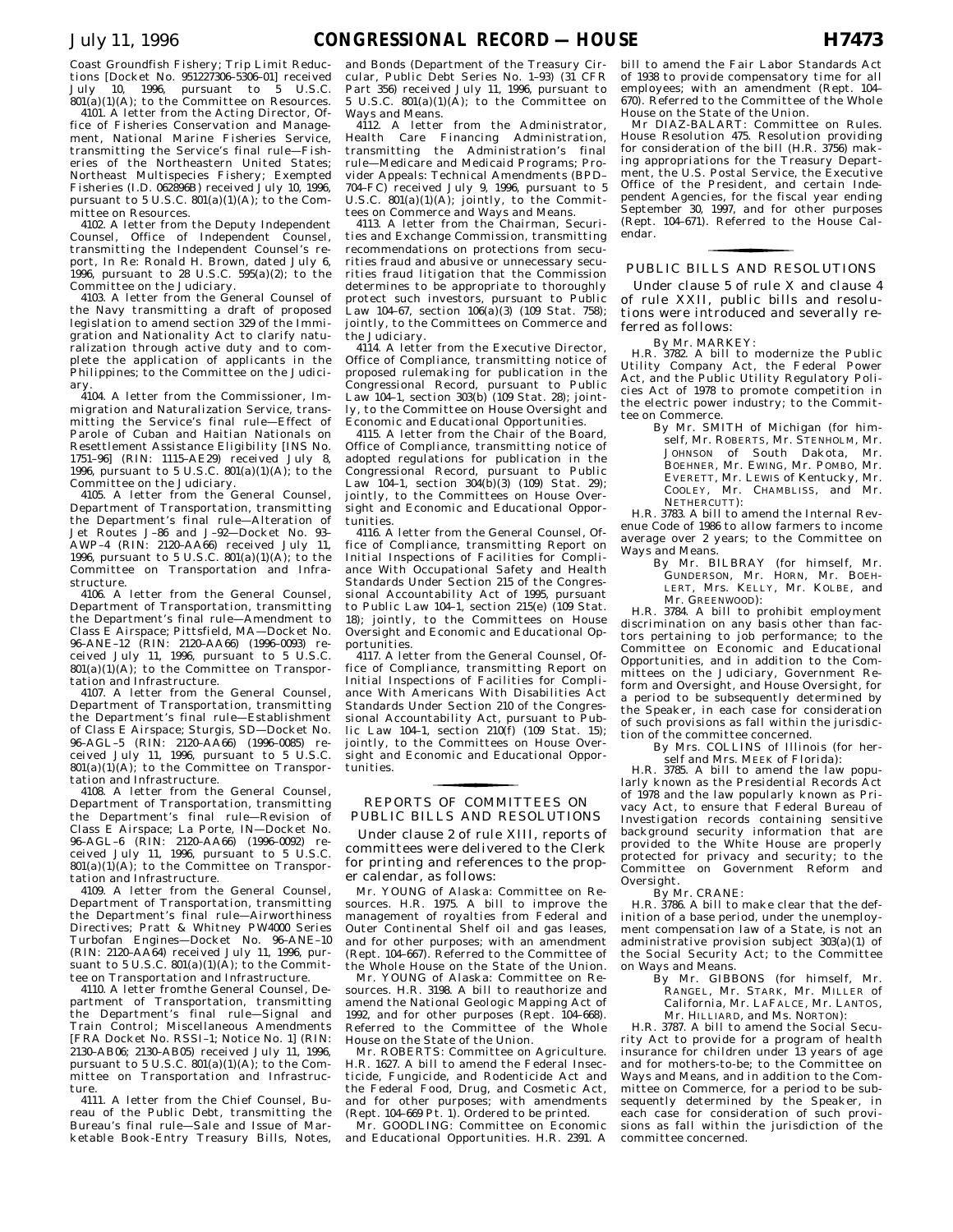Coast Groundfish Fishery; Trip Limit Reductions [Docket No. 951227306–5306–01] received July 10, 1996, pursuant to 5 U.S.C. 801(a)(1)(A); to the Committee on Resources.

4101. A letter from the Acting Director, Office of Fisheries Conservation and Management, National Marine Fisheries Service, transmitting the Service's final rule—Fisheries of the Northeastern United States; Northeast Multispecies Fishery; Exempted Fisheries (I.D. 062896B) received July 10, 1996, pursuant to 5 U.S.C. 801(a)(1)(A); to the Committee on Resources.

4102. A letter from the Deputy Independent Counsel, Office of Independent Counsel, transmitting the Independent Counsel's report, In Re: Ronald H. Brown, dated July 6, 1996, pursuant to 28 U.S.C. 595(a)(2); to the Committee on the Judiciary.

4103. A letter from the General Counsel of the Navy transmitting a draft of proposed legislation to amend section 329 of the Immigration and Nationality Act to clarify naturalization through active duty and to complete the application of applicants in the Philippines; to the Committee on the Judiciary.

4104. A letter from the Commissioner, Immigration and Naturalization Service, transmitting the Service's final rule—Effect of Parole of Cuban and Haitian Nationals on Resettlement Assistance Eligibility [INS No. 1751–96] (RIN: 1115–AE29) received July 8, 1996, pursuant to 5 U.S.C. 801(a)(1)(A); to the Committee on the Judiciary.

4105. A letter from the General Counsel, Department of Transportation, transmitting the Department's final rule—Alteration of Jet Routes J–86 and J–92—Docket No. 93–AWP–4 (RIN: 2120–AA66) received July 11, 1996, pursuant to 5 U.S.C. 801(a)(1)(A); to the Committee on Transportation and Infrastructure.

4106. A letter from the General Counsel, Department of Transportation, transmitting the Department's final rule—Amendment to Class E Airspace; Pittsfield, MA—Docket No. 96–ANE–12 (RIN: 2120–AA66) (1996–0093) received July 11, 1996, pursuant to 5 U.S.C. 801(a)(1)(A); to the Committee on Transportation and Infrastructure.

4107. A letter from the General Counsel, Department of Transportation, transmitting the Department's final rule—Establishment of Class E Airspace; Sturgis, SD—Docket No. 96–AGL–5 (RIN: 2120–AA66) (1996–0085) received July 11, 1996, pursuant to 5 U.S.C. 801(a)(1)(A); to the Committee on Transportation and Infrastructure.

4108. A letter from the General Counsel, Department of Transportation, transmitting the Department's final rule—Revision of Class E Airspace; La Porte, IN—Docket No. 96–AGL–6 (RIN: 2120–AA66) (1996–0092) received July 11, 1996, pursuant to 5 U.S.C. 801(a)(1)(A); to the Committee on Transportation and Infrastructure.

4109. A letter from the General Counsel, Department of Transportation, transmitting the Department's final rule—Airworthiness Directives; Pratt & Whitney PW4000 Series Turbofan Engines—Docket No. 96–ANE–10 (RIN: 2120–AA64) received July 11, 1996, pursuant to 5 U.S.C. 801(a)(1)(A); to the Committee on Transportation and Infrastructure.

4110. A letter fromthe General Counsel, Department of Transportation, transmitting the Department's final rule—Signal and Train Control; Miscellaneous Amendments [FRA Docket No. RSSI–1; Notice No. 1] (RIN: 2130–AB06; 2130–AB05) received July 11, 1996, pursuant to 5 U.S.C. 801(a)(1)(A); to the Committee on Transportation and Infrastructure.

4111. A letter from the Chief Counsel, Bureau of the Public Debt, transmitting the Bureau's final rule—Sale and Issue of Marketable Book-Entry Treasury Bills, Notes, and Bonds (Department of the Treasury Circular, Public Debt Series No. 1–93) (31 CFR Part 356) received July 11, 1996, pursuant to 5 U.S.C. 801(a)(1)(A); to the Committee on Ways and Means.

4112. A letter from the Administrator, Health Care Financing Administration, transmitting the Administration's final rule—Medicare and Medicaid Programs; Provider Appeals: Technical Amendments (BPD–704–FC) received July 9, 1996, pursuant to 5 U.S.C. 801(a)(1)(A); jointly, to the Committees on Commerce and Ways and Means.

4113. A letter from the Chairman, Securities and Exchange Commission, transmitting recommendations on protections from securities fraud and abusive or unnecessary securities fraud litigation that the Commission determines to be appropriate to thoroughly protect such investors, pursuant to Public Law 104–67, section 106(a)(3) (109 Stat. 758); jointly, to the Committees on Commerce and the Judiciary.

4114. A letter from the Executive Director, Office of Compliance, transmitting notice of proposed rulemaking for publication in the Congressional Record, pursuant to Public Law 104–1, section 303(b) (109 Stat. 28); jointly, to the Committee on House Oversight and Economic and Educational Opportunities.

4115. A letter from the Chair of the Board, Office of Compliance, transmitting notice of adopted regulations for publication in the Congressional Record, pursuant to Public Law 104–1, section 304(b)(3) (109 Stat. 29); jointly, to the Committees on House Oversight and Economic and Educational Opportunities.

4116. A letter from the General Counsel, Office of Compliance, transmitting Report on Initial Inspections of Facilities for Compliance With Occupational Safety and Health Standards Under Section 215 of the Congressional Accountability Act of 1995, pursuant to Public Law 104–1, section 215(e) (109 Stat. 18); jointly, to the Committees on House Oversight and Economic and Educational Opportunities.

4117. A letter from the General Counsel, Office of Compliance, transmitting Report on Initial Inspections of Facilities for Compliance With Americans With Disabilities Act Standards Under Section 210 of the Congressional Accountability Act, pursuant to Public Law 104–1, section 210(f) (109 Stat. 15); jointly, to the Committees on House Oversight and Economic and Educational Opportunities.

## REPORTS OF COMMITTEES ON PUBLIC BILLS AND RESOLUTIONS

Under clause 2 of rule XIII, reports of committees were delivered to the Clerk for printing and references to the proper calendar, as follows:

Mr. YOUNG of Alaska: Committee on Resources. H.R. 1975. A bill to improve the management of royalties from Federal and Outer Continental Shelf oil and gas leases, and for other purposes; with an amendment (Rept. 104–667). Referred to the Committee of the Whole House on the State of the Union.

Mr. YOUNG of Alaska: Committee on Resources. H.R. 3198. A bill to reauthorize and amend the National Geologic Mapping Act of 1992, and for other purposes (Rept. 104–668). Referred to the Committee of the Whole House on the State of the Union.

Mr. ROBERTS: Committee on Agriculture. H.R. 1627. A bill to amend the Federal Insecticide, Fungicide, and Rodenticide Act and the Federal Food, Drug, and Cosmetic Act, and for other purposes; with amendments (Rept. 104–669 Pt. 1). Ordered to be printed.

Mr. GOODLING: Committee on Economic and Educational Opportunities. H.R. 2391. A bill to amend the Fair Labor Standards Act of 1938 to provide compensatory time for all employees; with an amendment (Rept. 104–670). Referred to the Committee of the Whole House on the State of the Union.

Mr DIAZ-BALART: Committee on Rules. House Resolution 475. Resolution providing for consideration of the bill (H.R. 3756) making appropriations for the Treasury Department, the U.S. Postal Service, the Executive Office of the President, and certain Independent Agencies, for the fiscal year ending September 30, 1997, and for other purposes (Rept. 104–671). Referred to the House Calendar.

## PUBLIC BILLS AND RESOLUTIONS

Under clause 5 of rule X and clause 4 of rule XXII, public bills and resolutions were introduced and severally referred as follows:

By Mr. MARKEY:

H.R. 3782. A bill to modernize the Public Utility Company Act, the Federal Power Act, and the Public Utility Regulatory Policies Act of 1978 to promote competition in the electric power industry; to the Committee on Commerce.

By Mr. SMITH of Michigan (for himself, Mr. ROBERTS, Mr. STENHOLM, Mr. JOHNSON of South Dakota, Mr. BOEHNER, Mr. EWING, Mr. POMBO, Mr. EVERETT, Mr. LEWIS of Kentucky, Mr. COOLEY, Mr. CHAMBLISS, and Mr. NETHERCUTT):

H.R. 3783. A bill to amend the Internal Revenue Code of 1986 to allow farmers to income average over 2 years; to the Committee on Ways and Means.

By Mr. BILBRAY (for himself, Mr. GUNDERSON, Mr. HORN, Mr. BOEHLERT, Mrs. KELLY, Mr. KOLBE, and Mr. GREENWOOD):

H.R. 3784. A bill to prohibit employment discrimination on any basis other than factors pertaining to job performance; to the Committee on Economic and Educational Opportunities, and in addition to the Committees on the Judiciary, Government Reform and Oversight, and House Oversight, for a period to be subsequently determined by the Speaker, in each case for consideration of such provisions as fall within the jurisdiction of the committee concerned.

By Mrs. COLLINS of Illinois (for herself and Mrs. MEEK of Florida):

H.R. 3785. A bill to amend the law popularly known as the Presidential Records Act of 1978 and the law popularly known as Privacy Act, to ensure that Federal Bureau of Investigation records containing sensitive background security information that are provided to the White House are properly protected for privacy and security; to the Committee on Government Reform and Oversight.

By Mr. CRANE:

H.R. 3786. A bill to make clear that the definition of a base period, under the unemployment compensation law of a State, is not an administrative provision subject 303(a)(1) of the Social Security Act; to the Committee on Ways and Means.

By Mr. GIBBONS (for himself, Mr. RANGEL, Mr. STARK, Mr. MILLER of California, Mr. LAFALCE, Mr. LANTOS, Mr. HILLIARD, and Ms. NORTON):

H.R. 3787. A bill to amend the Social Security Act to provide for a program of health insurance for children under 13 years of age and for mothers-to-be; to the Committee on Ways and Means, and in addition to the Committee on Commerce, for a period to be subsequently determined by the Speaker, in each case for consideration of such provisions as fall within the jurisdiction of the committee concerned.